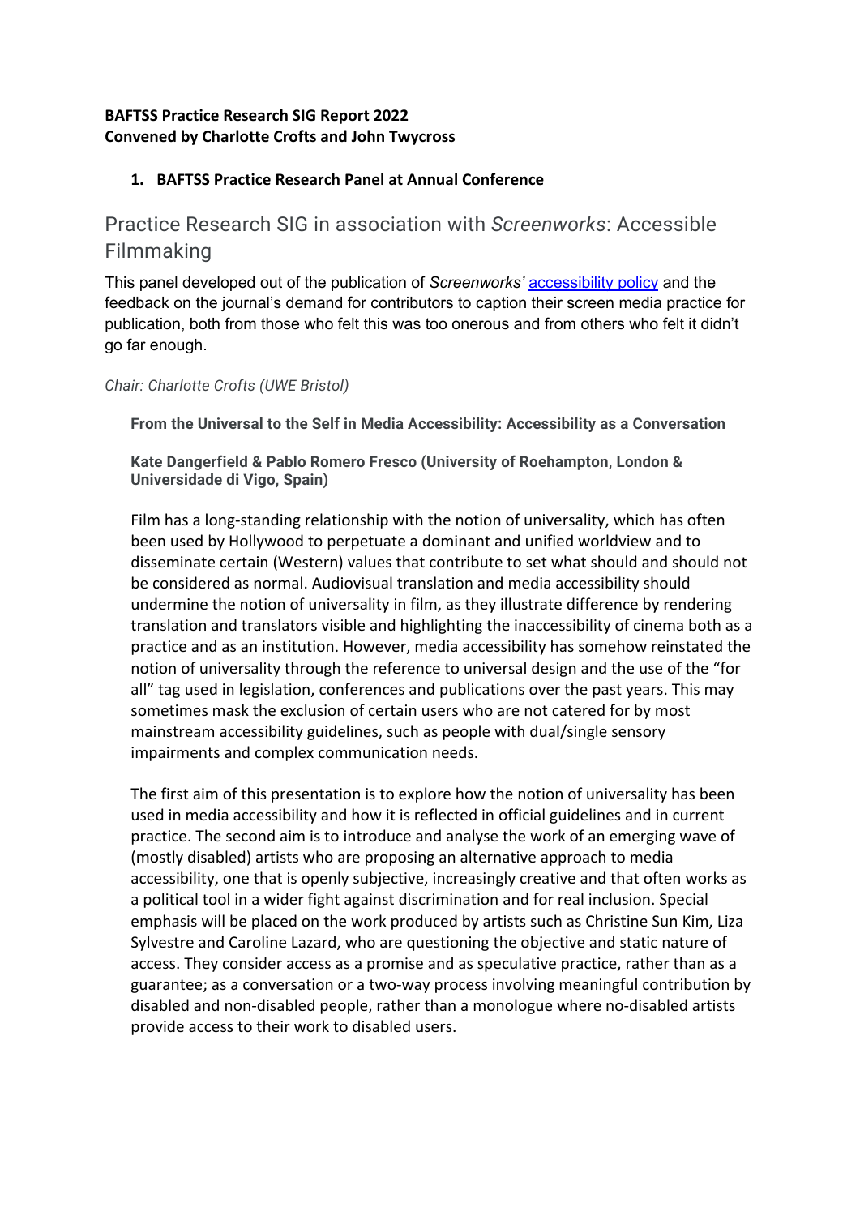**BAFTSS Practice Research SIG Report 2022**
**Convened by Charlotte Crofts and John Twycross**

1. **BAFTSS Practice Research Panel at Annual Conference**

## Practice Research SIG in association with *Screenworks*: Accessible Filmmaking

This panel developed out of the publication of *Screenworks*' accessibility policy and the feedback on the journal's demand for contributors to caption their screen media practice for publication, both from those who felt this was too onerous and from others who felt it didn't go far enough.

*Chair: Charlotte Crofts (UWE Bristol)*

**From the Universal to the Self in Media Accessibility: Accessibility as a Conversation**

**Kate Dangerfield & Pablo Romero Fresco (University of Roehampton, London & Universidade di Vigo, Spain)**

Film has a long-standing relationship with the notion of universality, which has often been used by Hollywood to perpetuate a dominant and unified worldview and to disseminate certain (Western) values that contribute to set what should and should not be considered as normal. Audiovisual translation and media accessibility should undermine the notion of universality in film, as they illustrate difference by rendering translation and translators visible and highlighting the inaccessibility of cinema both as a practice and as an institution. However, media accessibility has somehow reinstated the notion of universality through the reference to universal design and the use of the "for all" tag used in legislation, conferences and publications over the past years. This may sometimes mask the exclusion of certain users who are not catered for by most mainstream accessibility guidelines, such as people with dual/single sensory impairments and complex communication needs.

The first aim of this presentation is to explore how the notion of universality has been used in media accessibility and how it is reflected in official guidelines and in current practice. The second aim is to introduce and analyse the work of an emerging wave of (mostly disabled) artists who are proposing an alternative approach to media accessibility, one that is openly subjective, increasingly creative and that often works as a political tool in a wider fight against discrimination and for real inclusion. Special emphasis will be placed on the work produced by artists such as Christine Sun Kim, Liza Sylvestre and Caroline Lazard, who are questioning the objective and static nature of access. They consider access as a promise and as speculative practice, rather than as a guarantee; as a conversation or a two-way process involving meaningful contribution by disabled and non-disabled people, rather than a monologue where no-disabled artists provide access to their work to disabled users.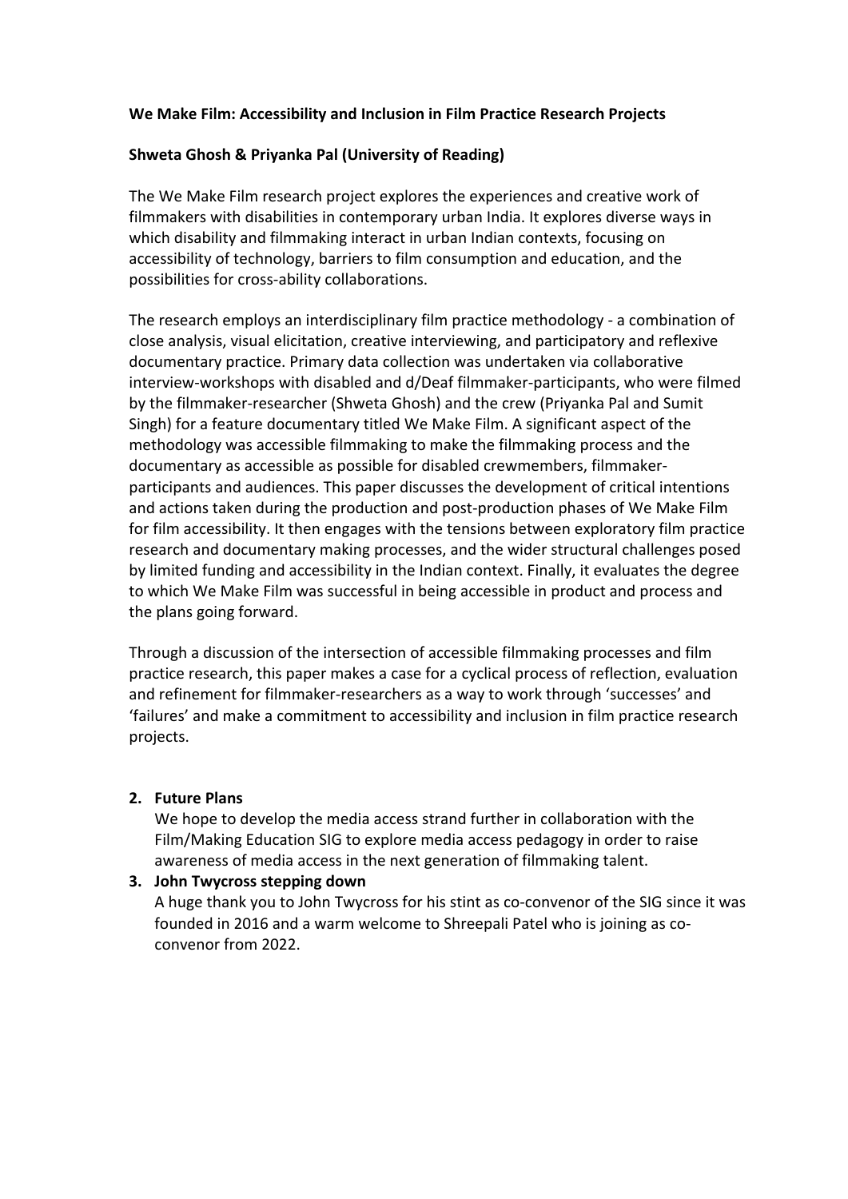**We Make Film: Accessibility and Inclusion in Film Practice Research Projects**

**Shweta Ghosh & Priyanka Pal (University of Reading)**

The We Make Film research project explores the experiences and creative work of filmmakers with disabilities in contemporary urban India. It explores diverse ways in which disability and filmmaking interact in urban Indian contexts, focusing on accessibility of technology, barriers to film consumption and education, and the possibilities for cross-ability collaborations.

The research employs an interdisciplinary film practice methodology - a combination of close analysis, visual elicitation, creative interviewing, and participatory and reflexive documentary practice. Primary data collection was undertaken via collaborative interview-workshops with disabled and d/Deaf filmmaker-participants, who were filmed by the filmmaker-researcher (Shweta Ghosh) and the crew (Priyanka Pal and Sumit Singh) for a feature documentary titled We Make Film. A significant aspect of the methodology was accessible filmmaking to make the filmmaking process and the documentary as accessible as possible for disabled crewmembers, filmmaker-participants and audiences. This paper discusses the development of critical intentions and actions taken during the production and post-production phases of We Make Film for film accessibility. It then engages with the tensions between exploratory film practice research and documentary making processes, and the wider structural challenges posed by limited funding and accessibility in the Indian context. Finally, it evaluates the degree to which We Make Film was successful in being accessible in product and process and the plans going forward.

Through a discussion of the intersection of accessible filmmaking processes and film practice research, this paper makes a case for a cyclical process of reflection, evaluation and refinement for filmmaker-researchers as a way to work through 'successes' and 'failures' and make a commitment to accessibility and inclusion in film practice research projects.

2. **Future Plans**
   We hope to develop the media access strand further in collaboration with the Film/Making Education SIG to explore media access pedagogy in order to raise awareness of media access in the next generation of filmmaking talent.
3. **John Twycross stepping down**
   A huge thank you to John Twycross for his stint as co-convenor of the SIG since it was founded in 2016 and a warm welcome to Shreepali Patel who is joining as co-convenor from 2022.